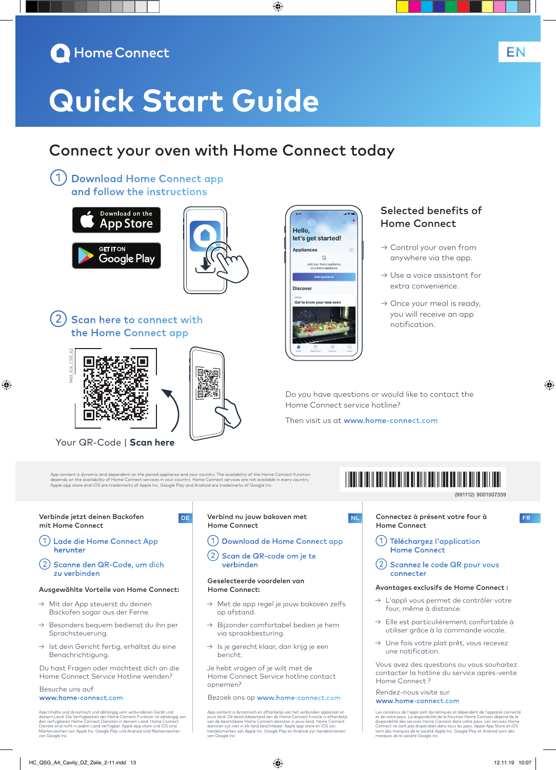Home Connect

EN

# Quick Start Guide

## Connect your oven with Home Connect today

1. Download Home Connect app and follow the instructions

Download on the App Store

GET IT ON Google Play

2. Scan here to connect with the Home Connect app

M61_IC6_CSE_62

Your QR-Code | **Scan here**

### Selected benefits of Home Connect

→ Control your oven from anywhere via the app.

→ Use a voice assistant for extra convenience.

→ Once your meal is ready, you will receive an app notification.

Do you have questions or would like to contact the Home Connect service hotline?

Then visit us at **www.home-connect.com**

App content is dynamic and dependent on the paired appliance and your country. The availability of the Home Connect function depends on the availability of Home Connect services in your country. Home Connect services are not available in every country. Apple app store and iOS are trademarks of Apple Inc. Google Play and Android are trademarks of Google Inc.

(991112) 9001507359

---

DE

### Verbinde jetzt deinen Backofen mit Home Connect

1. Lade die Home Connect App herunter
2. Scanne den QR-Code, um dich zu verbinden

**Ausgewählte Vorteile von Home Connect:**

→ Mit der App steuerst du deinen Backofen sogar aus der Ferne.

→ Besonders bequem bedienst du ihn per Sprachsteuerung.

→ Ist dein Gericht fertig, erhältst du eine Benachrichtigung.

Du hast Fragen oder möchtest dich an die Home Connect Service Hotline wenden?

Besuche uns auf **www.home-connect.com**

App Inhalte sind dynamisch und abhängig vom verbundenen Gerät und deinem Land. Die Verfügbarkeit der Home Connect Funktion ist abhängig von den verfügbaren Home Connect Diensten in deinem Land. Home Connect Dienste sind nicht in jedem Land verfügbar. Apple app store und iOS sind Markenzeichen von Apple Inc. Google Play und Android sind Markenzeichen von Google Inc.

---

NL

### Verbind nu jouw bakoven met Home Connect

1. Download de Home Connect app
2. Scan de QR-code om je te verbinden

**Geselecteerde voordelen van Home Connect:**

→ Met de app regel je jouw bakoven zelfs op afstand.

→ Bijzonder comfortabel bedien je hem via spraakbesturing.

→ Is je gerecht klaar, dan krijg je een bericht.

Je hebt vragen of je wilt met de Home Connect Service hotline contact opnemen?

Bezoek ons op **www.home-connect.com**

App-content is dynamisch en afhankelijk van het verbonden apparaat en jouw land. De beschikbaarheid van de Home Connect functie is afhankelijk van de beschikbare Home Connect diensten in jouw land. Home Connect diensten zijn niet in elk land beschikbaar. Apple app store en iOS zijn handelsmerken van Apple Inc. Google Play en Android zijn handelsmerken van Google Inc.

---

FR

### Connectez à présent votre four à Home Connect

1. Téléchargez l'application Home Connect
2. Scannez le code QR pour vous connecter

**Avantages exclusifs de Home Connect :**

→ L'appli vous permet de contrôler votre four, même à distance.

→ Elle est particulièrement confortable à utiliser grâce à la commande vocale.

→ Une fois votre plat prêt, vous recevez une notification.

Vous avez des questions ou vous souhaitez contacter la hotline du service après-vente Home Connect ?

Rendez-nous visite sur **www.home-connect.com**

Les contenus de l'appli sont dynamiques et dépendent de l'appareil connecté et de votre pays. La disponibilité de la fonction Home Connect dépend de la disponibilité des services Home Connect dans votre pays. Les services Home Connect ne sont pas disponibles dans tous les pays. Les App Store et iOS sont des marques de la société Apple Inc. Google Play et Android sont des marques de la société Google Inc.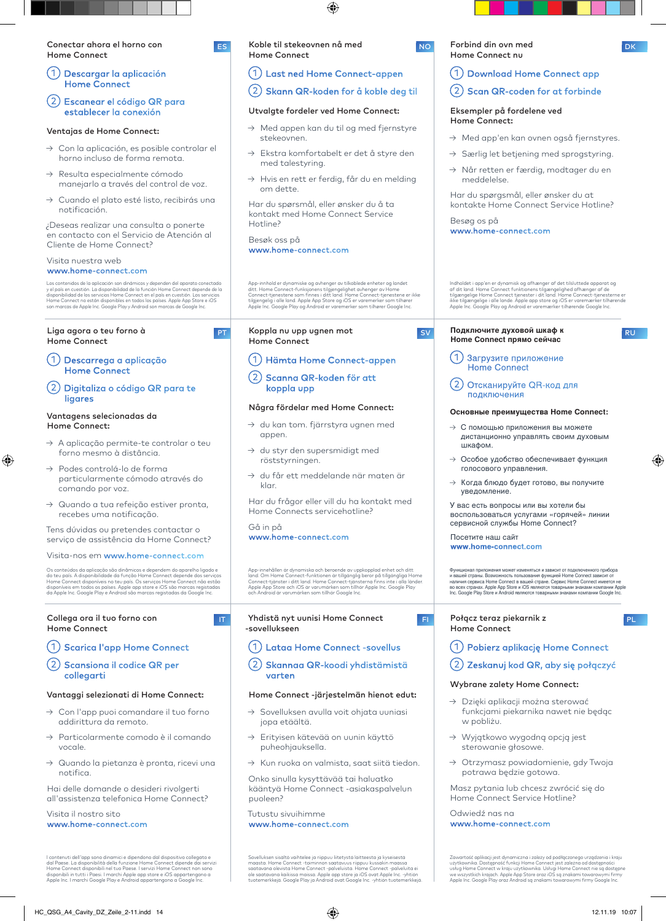## Conectar ahora el horno con Home Connect

ES

1. Descargar la aplicación Home Connect
2. Escanear el código QR para establecer la conexión

### Ventajas de Home Connect:

→ Con la aplicación, es posible controlar el horno incluso de forma remota.

→ Resulta especialmente cómodo manejarlo a través del control de voz.

→ Cuando el plato esté listo, recibirás una notificación.

¿Deseas realizar una consulta o ponerte en contacto con el Servicio de Atención al Cliente de Home Connect?

Visita nuestra web www.home-connect.com

Los contenidos de la aplicación son dinámicos y dependen del aparato conectado y el país en cuestión. La disponibilidad de la función Home Connect depende de la disponibilidad de los servicios Home Connect en el país en cuestión. Los servicios Home Connect no están disponibles en todos los países. Apple App Store e iOS son marcas de Apple Inc. Google Play y Android son marcas de Google Inc.

## Koble til stekeovnen nå med Home Connect

NO

1. Last ned Home Connect-appen
2. Skann QR-koden for å koble deg til

### Utvalgte fordeler ved Home Connect:

→ Med appen kan du til og med fjernstyre stekeovnen.

→ Ekstra komfortabelt er det å styre den med talestyring.

→ Hvis en rett er ferdig, får du en melding om dette.

Har du spørsmål, eller ønsker du å ta kontakt med Home Connect Service Hotline?

Besøk oss på www.home-connect.com

App-innhold er dynamiske og avhenger av tilkoblede enheter og landet ditt. Home Connect-funksjonens tilgjengelighet avhenger av Home Connect-tjenestene som finnes i ditt land. Home Connect-tjenestene er ikke tilgjengelig i alle land. Apple App Store og iOS er varemerker som tilhører Apple Inc. Google Play og Android er varemerker som tilhører Google Inc.

## Forbind din ovn med Home Connect nu

DK

1. Download Home Connect app
2. Scan QR-coden for at forbinde

### Eksempler på fordelene ved Home Connect:

→ Med app'en kan ovnen også fjernstyres.

→ Særlig let betjening med sprogstyring.

→ Når retten er færdig, modtager du en meddelelse.

Har du spørgsmål, eller ønsker du at kontakte Home Connect Service Hotline?

Besøg os på www.home-connect.com

Indholdet i app'en er dynamisk og afhænger af det tilsluttede apparat og af dit land. Home Connect funktionens tilgængelighed afhænger af de tilgængelige Home Connect tjenester i dit land. Home Connect-tjenesterne er ikke tilgængelige i alle lande. Apple App Store og iOS er varemærker tilhørende Apple Inc. Google Play og Android er varemærker tilhørende Google Inc.

## Liga agora o teu forno à Home Connect

PT

1. Descarrega a aplicação Home Connect
2. Digitaliza o código QR para te ligares

### Vantagens selecionadas da Home Connect:

→ A aplicação permite-te controlar o teu forno mesmo à distância.

→ Podes controlá-lo de forma particularmente cómodo através do comando por voz.

→ Quando a tua refeição estiver pronta, recebes uma notificação.

Tens dúvidas ou pretendes contactar o serviço de assistência da Home Connect?

Visita-nos em www.home-connect.com

Os conteúdos da aplicação são dinâmicos e dependem do aparelho ligado e do teu país. A disponibilidade da função Home Connect depende dos serviços Home Connect disponíveis no teu país. Os serviços Home Connect não estão disponíveis em todos os países. Apple app store e iOS são marcas registadas da Apple Inc. Google Play e Android são marcas registadas da Google Inc.

## Koppla nu upp ugnen mot Home Connect

SV

1. Hämta Home Connect-appen
2. Scanna QR-koden för att koppla upp

### Några fördelar med Home Connect:

→ du kan tom. fjärrstyra ugnen med appen.

→ du styr den supersmidigt med röststyrningen.

→ du får ett meddelande när maten är klar.

Har du frågor eller vill du ha kontakt med Home Connects servicehotline?

Gå in på www.home-connect.com

App-innehållen är dynamiska och beroende av uppkopplad enhet och ditt land. Om Home Connect-funktionen är tillgänglig beror på tillgängliga Home Connect-tjänster i ditt land. Home Connect-tjänsterna finns inte i alla länder. Apple App Store och iOS är varumärken som tillhör Apple Inc. Google Play och Android är varumärken som tillhör Google Inc.

## Подключите духовой шкаф к Home Connect прямо сейчас

RU

1. Загрузите приложение Home Connect
2. Отсканируйте QR-код для подключения

### Основные преимущества Home Connect:

→ С помощью приложения вы можете дистанционно управлять своим духовым шкафом.

→ Особое удобство обеспечивает функция голосового управления.

→ Когда блюдо будет готово, вы получите уведомление.

У вас есть вопросы или вы хотели бы воспользоваться услугами «горячей» линии сервисной службы Home Connect?

Посетите наш сайт www.home-connect.com

Функционал приложения может изменяться и зависит от подключенного прибора и вашей страны. Возможность пользования функцией Home Connect зависит от наличия сервиса Home Connect в вашей стране. Сервис Home Connect имеется не во всех странах. Apple App Store и iOS являются товарными знаками компании Apple Inc. Google Play Store и Android являются товарными знаками компании Google Inc.

## Collega ora il tuo forno con Home Connect

IT

1. Scarica l'app Home Connect
2. Scansiona il codice QR per collegarti

### Vantaggi selezionati di Home Connect:

→ Con l'app puoi comandare il tuo forno addirittura da remoto.

→ Particolarmente comodo è il comando vocale.

→ Quando la pietanza è pronta, ricevi una notifica.

Hai delle domande o desideri rivolgerti all'assistenza telefonica Home Connect?

Visita il nostro sito www.home-connect.com

I contenuti dell'app sono dinamici e dipendono dal dispositivo collegato e dal Paese. La disponibilità della funzione Home Connect dipende dai servizi Home Connect disponibili nel tuo Paese. I servizi Home Connect non sono disponibili in tutti i Paesi. I marchi Apple app store e iOS appartengono a Apple Inc. I marchi Google Play e Android appartengono a Google Inc.

## Yhdistä nyt uunisi Home Connect -sovellukseen

FI

1. Lataa Home Connect -sovellus
2. Skannaa QR-koodi yhdistämistä varten

### Home Connect -järjestelmän hienot edut:

→ Sovelluksen avulla voit ohjata uuniasi jopa etäältä.

→ Erityisen kätevää on uunin käyttö puheohjauksella.

→ Kun ruoka on valmista, saat siitä tiedon.

Onko sinulla kysyttävää tai haluatko kääntyä Home Connect -asiakaspalvelun puoleen?

Tutustu sivuihimme www.home-connect.com

Sovelluksen sisältö vaihtelee ja riippuu liitetysta laitteesta ja kyseisestä maasta. Home Connect -toiminnon saatavuus riippuu kussakin maassa saatavana olevista Home Connect -palveluista. Home Connect -palveluita ei ole saatavana kaikissa maissa. Apple app store ja iOS ovat Apple Inc. -yhtiön tuotemerkkejä. Google Play ja Android ovat Google Inc. -yhtiön tuotemerkkejä.

## Połącz teraz piekarnik z Home Connect

PL

1. Pobierz aplikację Home Connect
2. Zeskanuj kod QR, aby się połączyć

### Wybrane zalety Home Connect:

→ Dzięki aplikacji można sterować funkcjami piekarnika nawet nie będąc w pobliżu.

→ Wyjątkowo wygodną opcją jest sterowanie głosowe.

→ Otrzymasz powiadomienie, gdy Twoja potrawa będzie gotowa.

Masz pytania lub chcesz zwrócić się do Home Connect Service Hotline?

Odwiedź nas na www.home-connect.com

Zawartość aplikacji jest dynamiczna i zależy od podłączonego urządzenia i kraju użytkownika. Dostępność funkcji Home Connect jest zależna od dostępności usług Home Connect w kraju użytkownika. Usługi Home Connect nie są dostępne we wszystkich krajach. Apple App Store oraz iOS są znakami towarowymi firmy Apple Inc. Google Play oraz Android są znakami towarowymi firmy Google Inc.